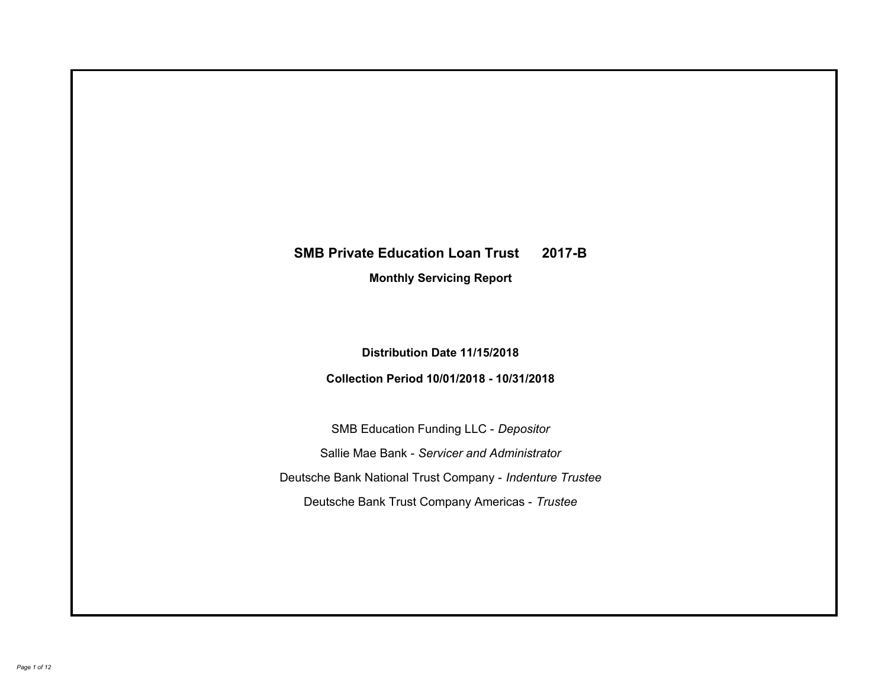# SMB Private Education Loan Trust 2017-B

## Monthly Servicing Report

**Distribution Date 11/15/2018**

**Collection Period 10/01/2018 - 10/31/2018**

SMB Education Funding LLC - *Depositor*

Sallie Mae Bank - *Servicer and Administrator*

Deutsche Bank National Trust Company - *Indenture Trustee*

Deutsche Bank Trust Company Americas - *Trustee*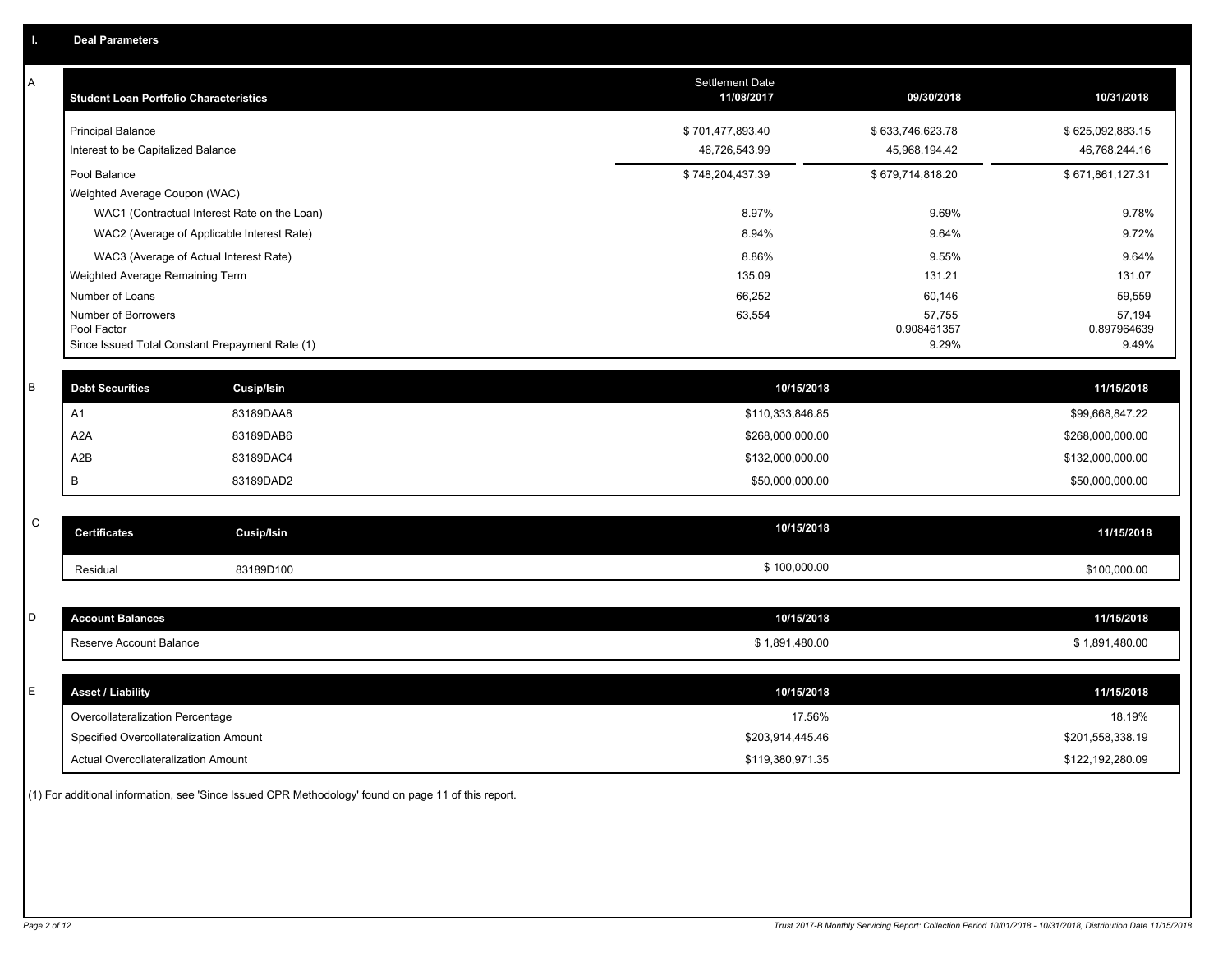## I. Deal Parameters

### A

| Student Loan Portfolio Characteristics | Settlement Date 11/08/2017 | 09/30/2018 | 10/31/2018 |
|---|---|---|---|
| Principal Balance | $ 701,477,893.40 | $ 633,746,623.78 | $ 625,092,883.15 |
| Interest to be Capitalized Balance | 46,726,543.99 | 45,968,194.42 | 46,768,244.16 |
| Pool Balance | $ 748,204,437.39 | $ 679,714,818.20 | $ 671,861,127.31 |
| Weighted Average Coupon (WAC) | | | |
| WAC1 (Contractual Interest Rate on the Loan) | 8.97% | 9.69% | 9.78% |
| WAC2 (Average of Applicable Interest Rate) | 8.94% | 9.64% | 9.72% |
| WAC3 (Average of Actual Interest Rate) | 8.86% | 9.55% | 9.64% |
| Weighted Average Remaining Term | 135.09 | 131.21 | 131.07 |
| Number of Loans | 66,252 | 60,146 | 59,559 |
| Number of Borrowers | 63,554 | 57,755 | 57,194 |
| Pool Factor | | 0.908461357 | 0.897964639 |
| Since Issued Total Constant Prepayment Rate (1) | | 9.29% | 9.49% |

### B

| Debt Securities | Cusip/Isin | 10/15/2018 | 11/15/2018 |
|---|---|---|---|
| A1 | 83189DAA8 | $110,333,846.85 | $99,668,847.22 |
| A2A | 83189DAB6 | $268,000,000.00 | $268,000,000.00 |
| A2B | 83189DAC4 | $132,000,000.00 | $132,000,000.00 |
| B | 83189DAD2 | $50,000,000.00 | $50,000,000.00 |

### C

| Certificates | Cusip/Isin | 10/15/2018 | 11/15/2018 |
|---|---|---|---|
| Residual | 83189D100 | $ 100,000.00 | $100,000.00 |

### D

| Account Balances | 10/15/2018 | 11/15/2018 |
|---|---|---|
| Reserve Account Balance | $ 1,891,480.00 | $ 1,891,480.00 |

### E

| Asset / Liability | 10/15/2018 | 11/15/2018 |
|---|---|---|
| Overcollateralization Percentage | 17.56% | 18.19% |
| Specified Overcollateralization Amount | $203,914,445.46 | $201,558,338.19 |
| Actual Overcollateralization Amount | $119,380,971.35 | $122,192,280.09 |

(1) For additional information, see 'Since Issued CPR Methodology' found on page 11 of this report.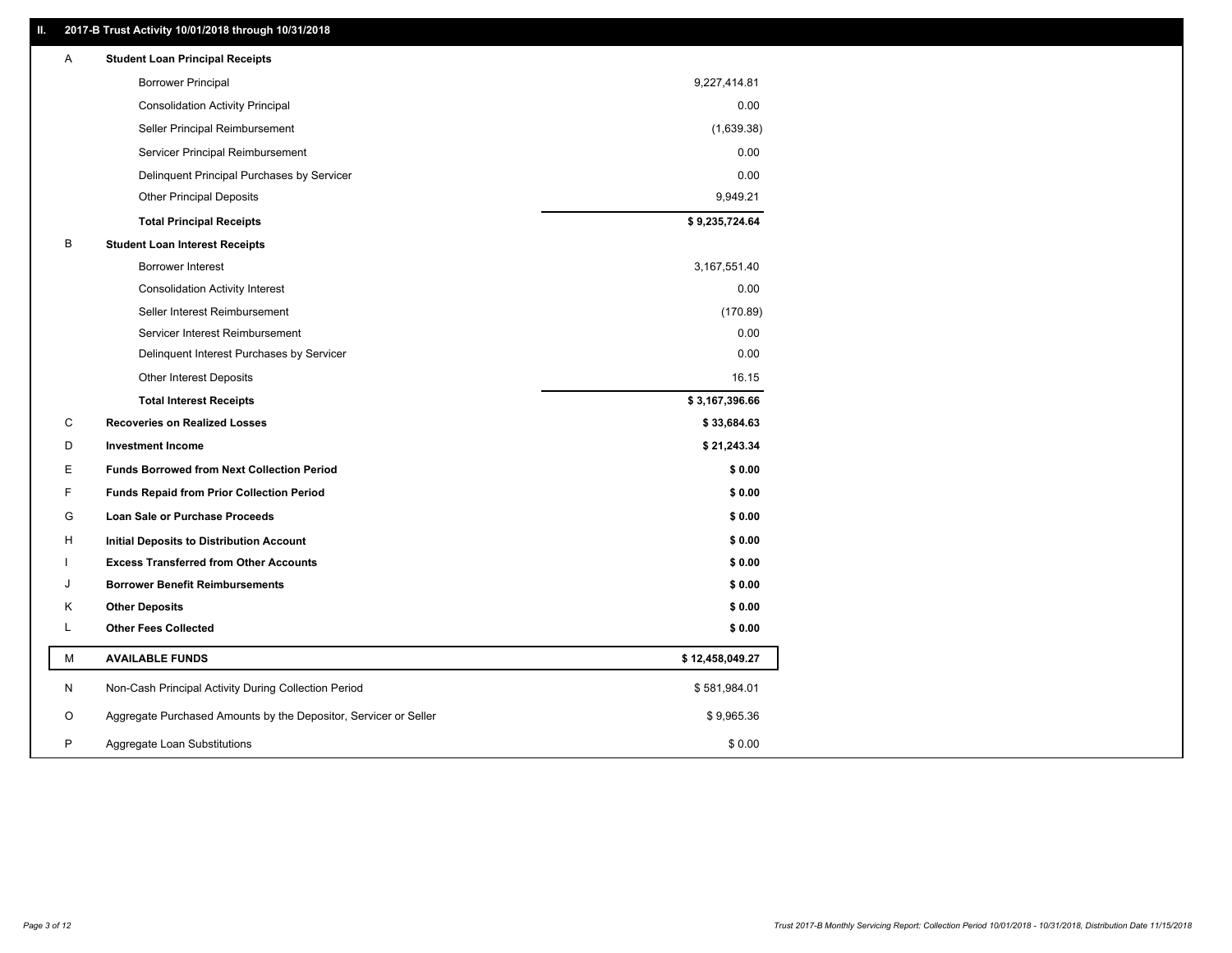## II. 2017-B Trust Activity 10/01/2018 through 10/31/2018

| | | |
|---|---|---|
| A | **Student Loan Principal Receipts** | |
| | Borrower Principal | 9,227,414.81 |
| | Consolidation Activity Principal | 0.00 |
| | Seller Principal Reimbursement | (1,639.38) |
| | Servicer Principal Reimbursement | 0.00 |
| | Delinquent Principal Purchases by Servicer | 0.00 |
| | Other Principal Deposits | 9,949.21 |
| | **Total Principal Receipts** | **$ 9,235,724.64** |
| B | **Student Loan Interest Receipts** | |
| | Borrower Interest | 3,167,551.40 |
| | Consolidation Activity Interest | 0.00 |
| | Seller Interest Reimbursement | (170.89) |
| | Servicer Interest Reimbursement | 0.00 |
| | Delinquent Interest Purchases by Servicer | 0.00 |
| | Other Interest Deposits | 16.15 |
| | **Total Interest Receipts** | **$ 3,167,396.66** |
| C | **Recoveries on Realized Losses** | **$ 33,684.63** |
| D | **Investment Income** | **$ 21,243.34** |
| E | **Funds Borrowed from Next Collection Period** | **$ 0.00** |
| F | **Funds Repaid from Prior Collection Period** | **$ 0.00** |
| G | **Loan Sale or Purchase Proceeds** | **$ 0.00** |
| H | **Initial Deposits to Distribution Account** | **$ 0.00** |
| I | **Excess Transferred from Other Accounts** | **$ 0.00** |
| J | **Borrower Benefit Reimbursements** | **$ 0.00** |
| K | **Other Deposits** | **$ 0.00** |
| L | **Other Fees Collected** | **$ 0.00** |
| M | **AVAILABLE FUNDS** | **$ 12,458,049.27** |
| N | Non-Cash Principal Activity During Collection Period | $ 581,984.01 |
| O | Aggregate Purchased Amounts by the Depositor, Servicer or Seller | $ 9,965.36 |
| P | Aggregate Loan Substitutions | $ 0.00 |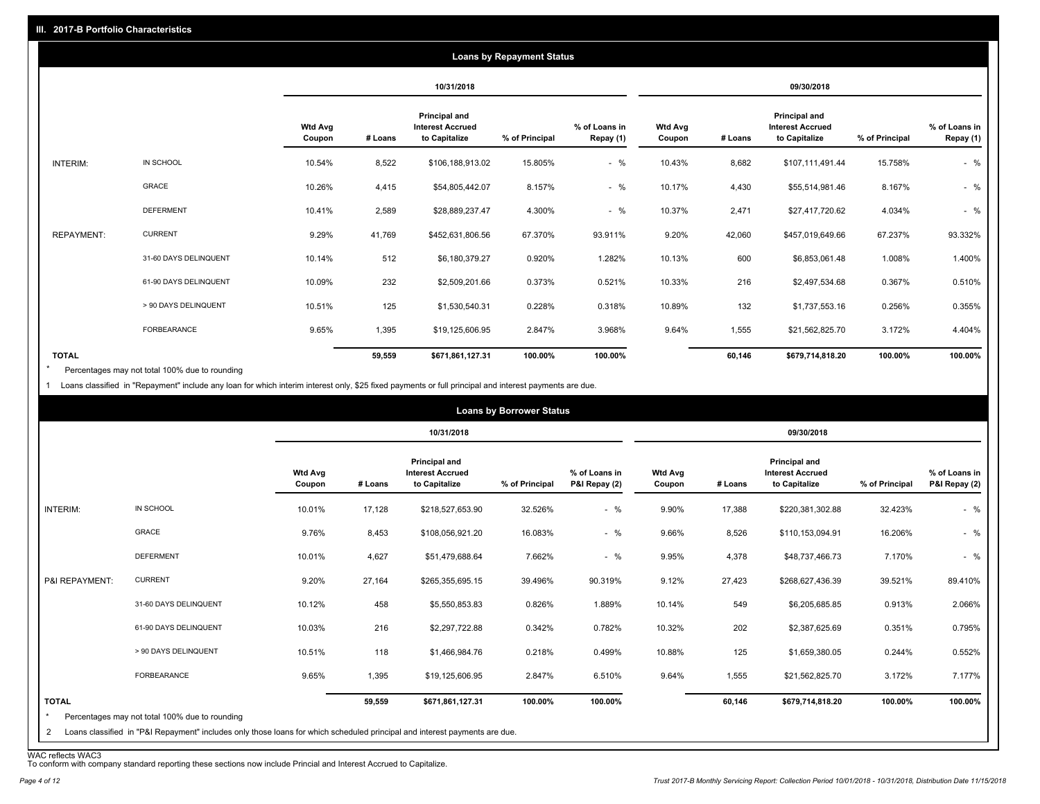## III. 2017-B Portfolio Characteristics

### Loans by Repayment Status

| | | 10/31/2018 | | | | | 09/30/2018 | | | | |
|---|---|---|---|---|---|---|---|---|---|---|---|
| | | Wtd Avg Coupon | # Loans | Principal and Interest Accrued to Capitalize | % of Principal | % of Loans in Repay (1) | Wtd Avg Coupon | # Loans | Principal and Interest Accrued to Capitalize | % of Principal | % of Loans in Repay (1) |
| INTERIM: | IN SCHOOL | 10.54% | 8,522 | $106,188,913.02 | 15.805% | - % | 10.43% | 8,682 | $107,111,491.44 | 15.758% | - % |
| | GRACE | 10.26% | 4,415 | $54,805,442.07 | 8.157% | - % | 10.17% | 4,430 | $55,514,981.46 | 8.167% | - % |
| | DEFERMENT | 10.41% | 2,589 | $28,889,237.47 | 4.300% | - % | 10.37% | 2,471 | $27,417,720.62 | 4.034% | - % |
| REPAYMENT: | CURRENT | 9.29% | 41,769 | $452,631,806.56 | 67.370% | 93.911% | 9.20% | 42,060 | $457,019,649.66 | 67.237% | 93.332% |
| | 31-60 DAYS DELINQUENT | 10.14% | 512 | $6,180,379.27 | 0.920% | 1.282% | 10.13% | 600 | $6,853,061.48 | 1.008% | 1.400% |
| | 61-90 DAYS DELINQUENT | 10.09% | 232 | $2,509,201.66 | 0.373% | 0.521% | 10.33% | 216 | $2,497,534.68 | 0.367% | 0.510% |
| | > 90 DAYS DELINQUENT | 10.51% | 125 | $1,530,540.31 | 0.228% | 0.318% | 10.89% | 132 | $1,737,553.16 | 0.256% | 0.355% |
| | FORBEARANCE | 9.65% | 1,395 | $19,125,606.95 | 2.847% | 3.968% | 9.64% | 1,555 | $21,562,825.70 | 3.172% | 4.404% |
| TOTAL | | | 59,559 | $671,861,127.31 | 100.00% | 100.00% | | 60,146 | $679,714,818.20 | 100.00% | 100.00% |

* Percentages may not total 100% due to rounding

1 Loans classified in "Repayment" include any loan for which interim interest only, $25 fixed payments or full principal and interest payments are due.

### Loans by Borrower Status

| | | 10/31/2018 | | | | | 09/30/2018 | | | | |
|---|---|---|---|---|---|---|---|---|---|---|---|
| | | Wtd Avg Coupon | # Loans | Principal and Interest Accrued to Capitalize | % of Principal | % of Loans in P&I Repay (2) | Wtd Avg Coupon | # Loans | Principal and Interest Accrued to Capitalize | % of Principal | % of Loans in P&I Repay (2) |
| INTERIM: | IN SCHOOL | 10.01% | 17,128 | $218,527,653.90 | 32.526% | - % | 9.90% | 17,388 | $220,381,302.88 | 32.423% | - % |
| | GRACE | 9.76% | 8,453 | $108,056,921.20 | 16.083% | - % | 9.66% | 8,526 | $110,153,094.91 | 16.206% | - % |
| | DEFERMENT | 10.01% | 4,627 | $51,479,688.64 | 7.662% | - % | 9.95% | 4,378 | $48,737,466.73 | 7.170% | - % |
| P&I REPAYMENT: | CURRENT | 9.20% | 27,164 | $265,355,695.15 | 39.496% | 90.319% | 9.12% | 27,423 | $268,627,436.39 | 39.521% | 89.410% |
| | 31-60 DAYS DELINQUENT | 10.12% | 458 | $5,550,853.83 | 0.826% | 1.889% | 10.14% | 549 | $6,205,685.85 | 0.913% | 2.066% |
| | 61-90 DAYS DELINQUENT | 10.03% | 216 | $2,297,722.88 | 0.342% | 0.782% | 10.32% | 202 | $2,387,625.69 | 0.351% | 0.795% |
| | > 90 DAYS DELINQUENT | 10.51% | 118 | $1,466,984.76 | 0.218% | 0.499% | 10.88% | 125 | $1,659,380.05 | 0.244% | 0.552% |
| | FORBEARANCE | 9.65% | 1,395 | $19,125,606.95 | 2.847% | 6.510% | 9.64% | 1,555 | $21,562,825.70 | 3.172% | 7.177% |
| TOTAL | | | 59,559 | $671,861,127.31 | 100.00% | 100.00% | | 60,146 | $679,714,818.20 | 100.00% | 100.00% |

* Percentages may not total 100% due to rounding

2 Loans classified in "P&I Repayment" includes only those loans for which scheduled principal and interest payments are due.

WAC reflects WAC3
To conform with company standard reporting these sections now include Princial and Interest Accrued to Capitalize.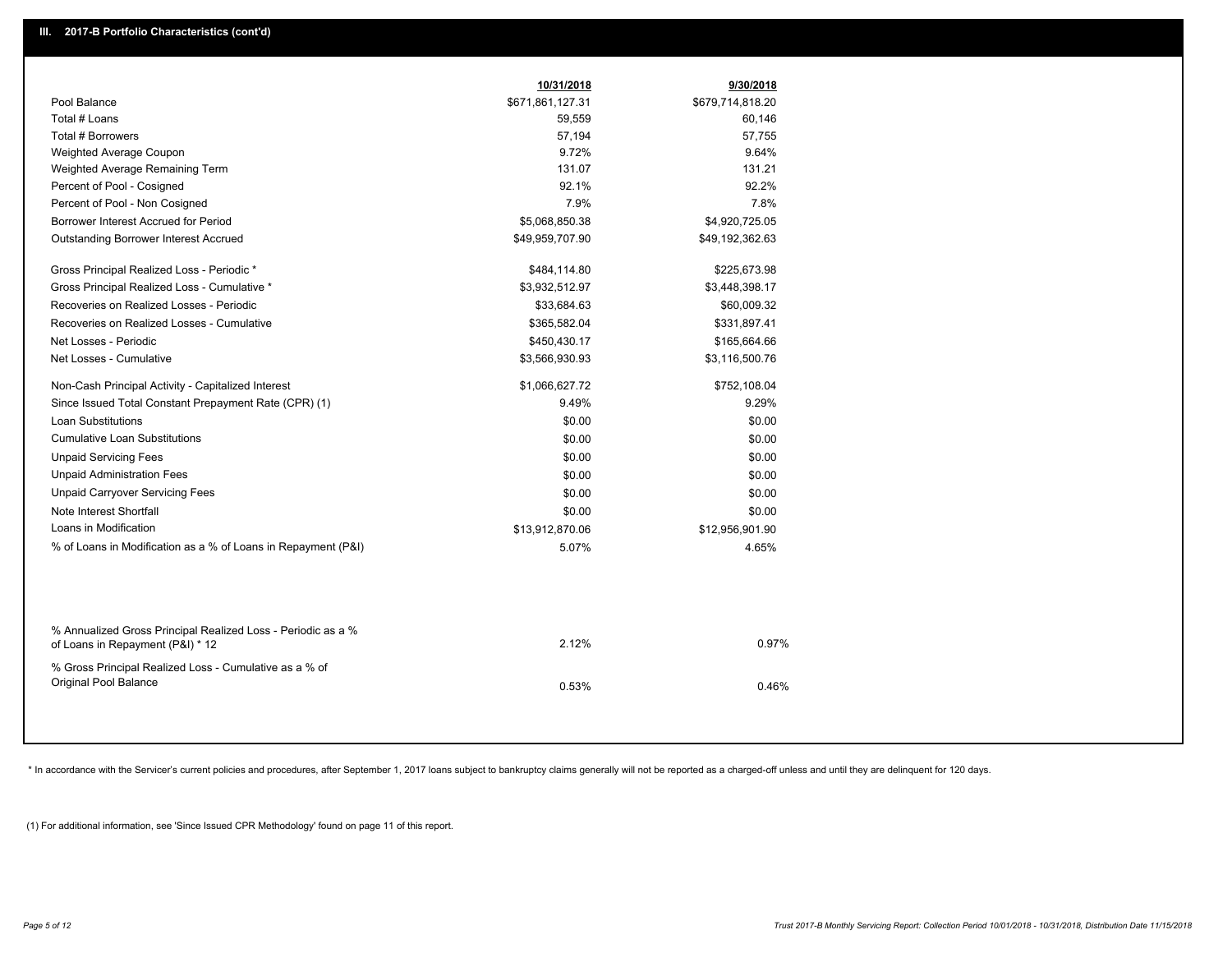## III. 2017-B Portfolio Characteristics (cont'd)

| | 10/31/2018 | 9/30/2018 |
|---|---|---|
| Pool Balance | $671,861,127.31 | $679,714,818.20 |
| Total # Loans | 59,559 | 60,146 |
| Total # Borrowers | 57,194 | 57,755 |
| Weighted Average Coupon | 9.72% | 9.64% |
| Weighted Average Remaining Term | 131.07 | 131.21 |
| Percent of Pool - Cosigned | 92.1% | 92.2% |
| Percent of Pool - Non Cosigned | 7.9% | 7.8% |
| Borrower Interest Accrued for Period | $5,068,850.38 | $4,920,725.05 |
| Outstanding Borrower Interest Accrued | $49,959,707.90 | $49,192,362.63 |
| Gross Principal Realized Loss - Periodic * | $484,114.80 | $225,673.98 |
| Gross Principal Realized Loss - Cumulative * | $3,932,512.97 | $3,448,398.17 |
| Recoveries on Realized Losses - Periodic | $33,684.63 | $60,009.32 |
| Recoveries on Realized Losses - Cumulative | $365,582.04 | $331,897.41 |
| Net Losses - Periodic | $450,430.17 | $165,664.66 |
| Net Losses - Cumulative | $3,566,930.93 | $3,116,500.76 |
| Non-Cash Principal Activity - Capitalized Interest | $1,066,627.72 | $752,108.04 |
| Since Issued Total Constant Prepayment Rate (CPR) (1) | 9.49% | 9.29% |
| Loan Substitutions | $0.00 | $0.00 |
| Cumulative Loan Substitutions | $0.00 | $0.00 |
| Unpaid Servicing Fees | $0.00 | $0.00 |
| Unpaid Administration Fees | $0.00 | $0.00 |
| Unpaid Carryover Servicing Fees | $0.00 | $0.00 |
| Note Interest Shortfall | $0.00 | $0.00 |
| Loans in Modification | $13,912,870.06 | $12,956,901.90 |
| % of Loans in Modification as a % of Loans in Repayment (P&I) | 5.07% | 4.65% |
| % Annualized Gross Principal Realized Loss - Periodic as a % of Loans in Repayment (P&I) * 12 | 2.12% | 0.97% |
| % Gross Principal Realized Loss - Cumulative as a % of Original Pool Balance | 0.53% | 0.46% |

* In accordance with the Servicer's current policies and procedures, after September 1, 2017 loans subject to bankruptcy claims generally will not be reported as a charged-off unless and until they are delinquent for 120 days.

(1) For additional information, see 'Since Issued CPR Methodology' found on page 11 of this report.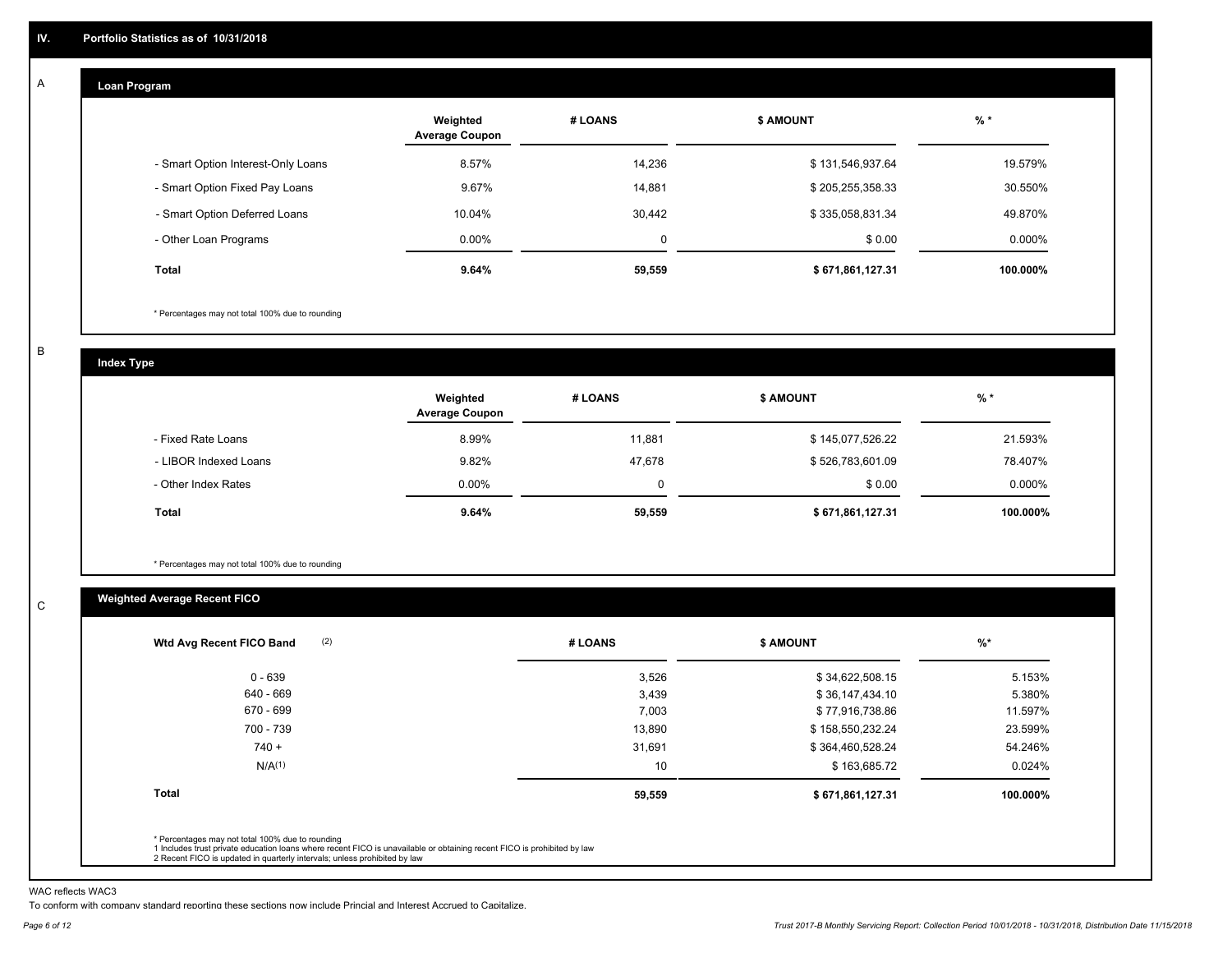## IV. Portfolio Statistics as of 10/31/2018

### A Loan Program

| | Weighted Average Coupon | # LOANS | $ AMOUNT | % * |
|---|---|---|---|---|
| - Smart Option Interest-Only Loans | 8.57% | 14,236 | $ 131,546,937.64 | 19.579% |
| - Smart Option Fixed Pay Loans | 9.67% | 14,881 | $ 205,255,358.33 | 30.550% |
| - Smart Option Deferred Loans | 10.04% | 30,442 | $ 335,058,831.34 | 49.870% |
| - Other Loan Programs | 0.00% | 0 | $ 0.00 | 0.000% |
| **Total** | **9.64%** | **59,559** | **$ 671,861,127.31** | **100.000%** |

* Percentages may not total 100% due to rounding

### B Index Type

| | Weighted Average Coupon | # LOANS | $ AMOUNT | % * |
|---|---|---|---|---|
| - Fixed Rate Loans | 8.99% | 11,881 | $ 145,077,526.22 | 21.593% |
| - LIBOR Indexed Loans | 9.82% | 47,678 | $ 526,783,601.09 | 78.407% |
| - Other Index Rates | 0.00% | 0 | $ 0.00 | 0.000% |
| **Total** | **9.64%** | **59,559** | **$ 671,861,127.31** | **100.000%** |

* Percentages may not total 100% due to rounding

### C Weighted Average Recent FICO

| Wtd Avg Recent FICO Band (2) | # LOANS | $ AMOUNT | %* |
|---|---|---|---|
| 0 - 639 | 3,526 | $ 34,622,508.15 | 5.153% |
| 640 - 669 | 3,439 | $ 36,147,434.10 | 5.380% |
| 670 - 699 | 7,003 | $ 77,916,738.86 | 11.597% |
| 700 - 739 | 13,890 | $ 158,550,232.24 | 23.599% |
| 740 + | 31,691 | $ 364,460,528.24 | 54.246% |
| N/A(1) | 10 | $ 163,685.72 | 0.024% |
| **Total** | **59,559** | **$ 671,861,127.31** | **100.000%** |

* Percentages may not total 100% due to rounding
1 Includes trust private education loans where recent FICO is unavailable or obtaining recent FICO is prohibited by law
2 Recent FICO is updated in quarterly intervals; unless prohibited by law

WAC reflects WAC3
To conform with company standard reporting these sections now include Princial and Interest Accrued to Capitalize.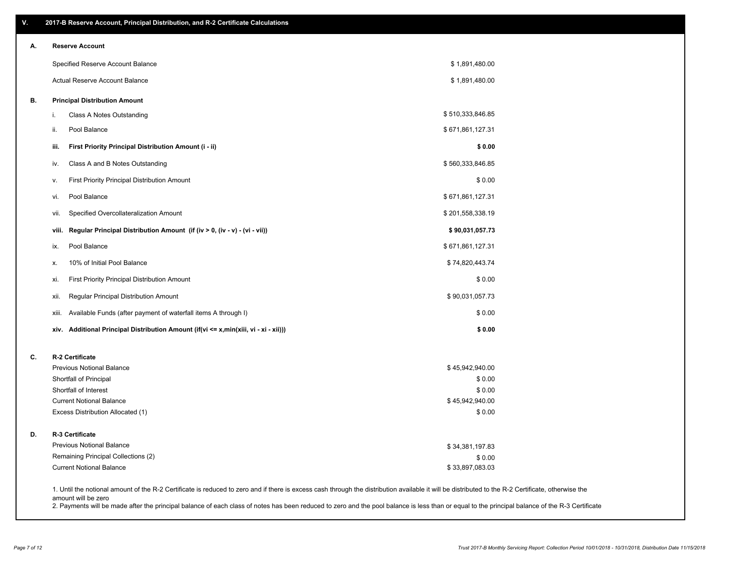## V. 2017-B Reserve Account, Principal Distribution, and R-2 Certificate Calculations

### A. Reserve Account

| | |
|---|---|
| Specified Reserve Account Balance | $ 1,891,480.00 |
| Actual Reserve Account Balance | $ 1,891,480.00 |

### B. Principal Distribution Amount

| | | |
|---|---|---|
| i. | Class A Notes Outstanding | $ 510,333,846.85 |
| ii. | Pool Balance | $ 671,861,127.31 |
| **iii.** | **First Priority Principal Distribution Amount (i - ii)** | **$ 0.00** |
| iv. | Class A and B Notes Outstanding | $ 560,333,846.85 |
| v. | First Priority Principal Distribution Amount | $ 0.00 |
| vi. | Pool Balance | $ 671,861,127.31 |
| vii. | Specified Overcollateralization Amount | $ 201,558,338.19 |
| **viii.** | **Regular Principal Distribution Amount (if (iv > 0, (iv - v) - (vi - vii))** | **$ 90,031,057.73** |
| ix. | Pool Balance | $ 671,861,127.31 |
| x. | 10% of Initial Pool Balance | $ 74,820,443.74 |
| xi. | First Priority Principal Distribution Amount | $ 0.00 |
| xii. | Regular Principal Distribution Amount | $ 90,031,057.73 |
| xiii. | Available Funds (after payment of waterfall items A through I) | $ 0.00 |
| **xiv.** | **Additional Principal Distribution Amount (if(vi <= x,min(xiii, vi - xi - xii)))** | **$ 0.00** |

### C. R-2 Certificate

| | |
|---|---|
| Previous Notional Balance | $ 45,942,940.00 |
| Shortfall of Principal | $ 0.00 |
| Shortfall of Interest | $ 0.00 |
| Current Notional Balance | $ 45,942,940.00 |
| Excess Distribution Allocated (1) | $ 0.00 |

### D. R-3 Certificate

| | |
|---|---|
| Previous Notional Balance | $ 34,381,197.83 |
| Remaining Principal Collections (2) | $ 0.00 |
| Current Notional Balance | $ 33,897,083.03 |

1. Until the notional amount of the R-2 Certificate is reduced to zero and if there is excess cash through the distribution available it will be distributed to the R-2 Certificate, otherwise the amount will be zero
2. Payments will be made after the principal balance of each class of notes has been reduced to zero and the pool balance is less than or equal to the principal balance of the R-3 Certificate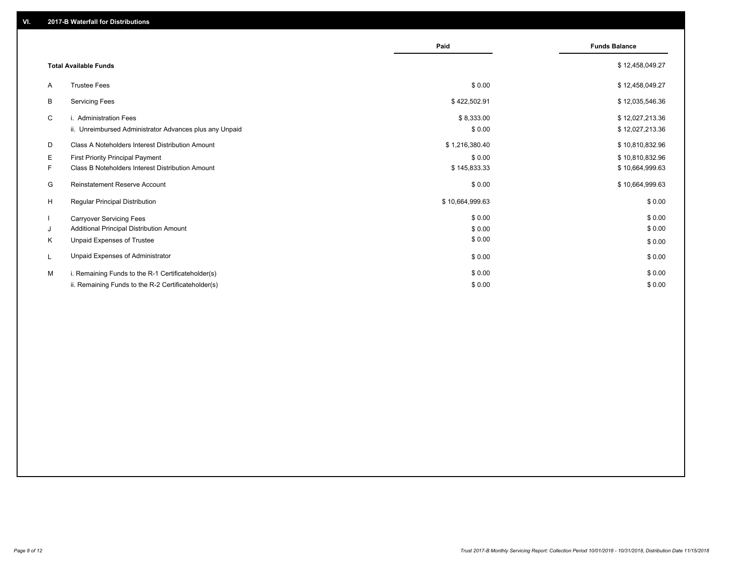## VI. 2017-B Waterfall for Distributions

| | | Paid | Funds Balance |
|---|---|---|---|
| | **Total Available Funds** | | $ 12,458,049.27 |
| A | Trustee Fees | $ 0.00 | $ 12,458,049.27 |
| B | Servicing Fees | $ 422,502.91 | $ 12,035,546.36 |
| C | i. Administration Fees | $ 8,333.00 | $ 12,027,213.36 |
| | ii. Unreimbursed Administrator Advances plus any Unpaid | $ 0.00 | $ 12,027,213.36 |
| D | Class A Noteholders Interest Distribution Amount | $ 1,216,380.40 | $ 10,810,832.96 |
| E | First Priority Principal Payment | $ 0.00 | $ 10,810,832.96 |
| F | Class B Noteholders Interest Distribution Amount | $ 145,833.33 | $ 10,664,999.63 |
| G | Reinstatement Reserve Account | $ 0.00 | $ 10,664,999.63 |
| H | Regular Principal Distribution | $ 10,664,999.63 | $ 0.00 |
| I | Carryover Servicing Fees | $ 0.00 | $ 0.00 |
| J | Additional Principal Distribution Amount | $ 0.00 | $ 0.00 |
| K | Unpaid Expenses of Trustee | $ 0.00 | $ 0.00 |
| L | Unpaid Expenses of Administrator | $ 0.00 | $ 0.00 |
| M | i. Remaining Funds to the R-1 Certificateholder(s) | $ 0.00 | $ 0.00 |
| | ii. Remaining Funds to the R-2 Certificateholder(s) | $ 0.00 | $ 0.00 |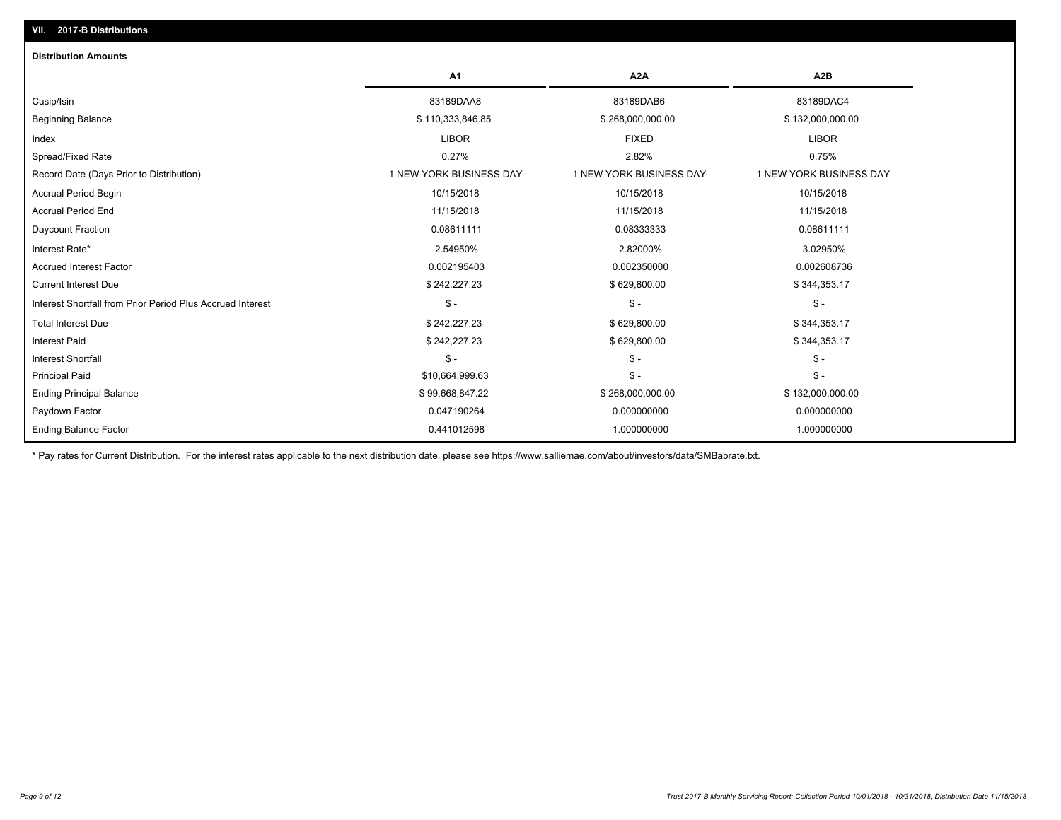## VII. 2017-B Distributions

### Distribution Amounts

| | A1 | A2A | A2B |
|---|---|---|---|
| Cusip/Isin | 83189DAA8 | 83189DAB6 | 83189DAC4 |
| Beginning Balance | $ 110,333,846.85 | $ 268,000,000.00 | $ 132,000,000.00 |
| Index | LIBOR | FIXED | LIBOR |
| Spread/Fixed Rate | 0.27% | 2.82% | 0.75% |
| Record Date (Days Prior to Distribution) | 1 NEW YORK BUSINESS DAY | 1 NEW YORK BUSINESS DAY | 1 NEW YORK BUSINESS DAY |
| Accrual Period Begin | 10/15/2018 | 10/15/2018 | 10/15/2018 |
| Accrual Period End | 11/15/2018 | 11/15/2018 | 11/15/2018 |
| Daycount Fraction | 0.08611111 | 0.08333333 | 0.08611111 |
| Interest Rate* | 2.54950% | 2.82000% | 3.02950% |
| Accrued Interest Factor | 0.002195403 | 0.002350000 | 0.002608736 |
| Current Interest Due | $ 242,227.23 | $ 629,800.00 | $ 344,353.17 |
| Interest Shortfall from Prior Period Plus Accrued Interest | $ - | $ - | $ - |
| Total Interest Due | $ 242,227.23 | $ 629,800.00 | $ 344,353.17 |
| Interest Paid | $ 242,227.23 | $ 629,800.00 | $ 344,353.17 |
| Interest Shortfall | $ - | $ - | $ - |
| Principal Paid | $10,664,999.63 | $ - | $ - |
| Ending Principal Balance | $ 99,668,847.22 | $ 268,000,000.00 | $ 132,000,000.00 |
| Paydown Factor | 0.047190264 | 0.000000000 | 0.000000000 |
| Ending Balance Factor | 0.441012598 | 1.000000000 | 1.000000000 |

* Pay rates for Current Distribution. For the interest rates applicable to the next distribution date, please see https://www.salliemae.com/about/investors/data/SMBabrate.txt.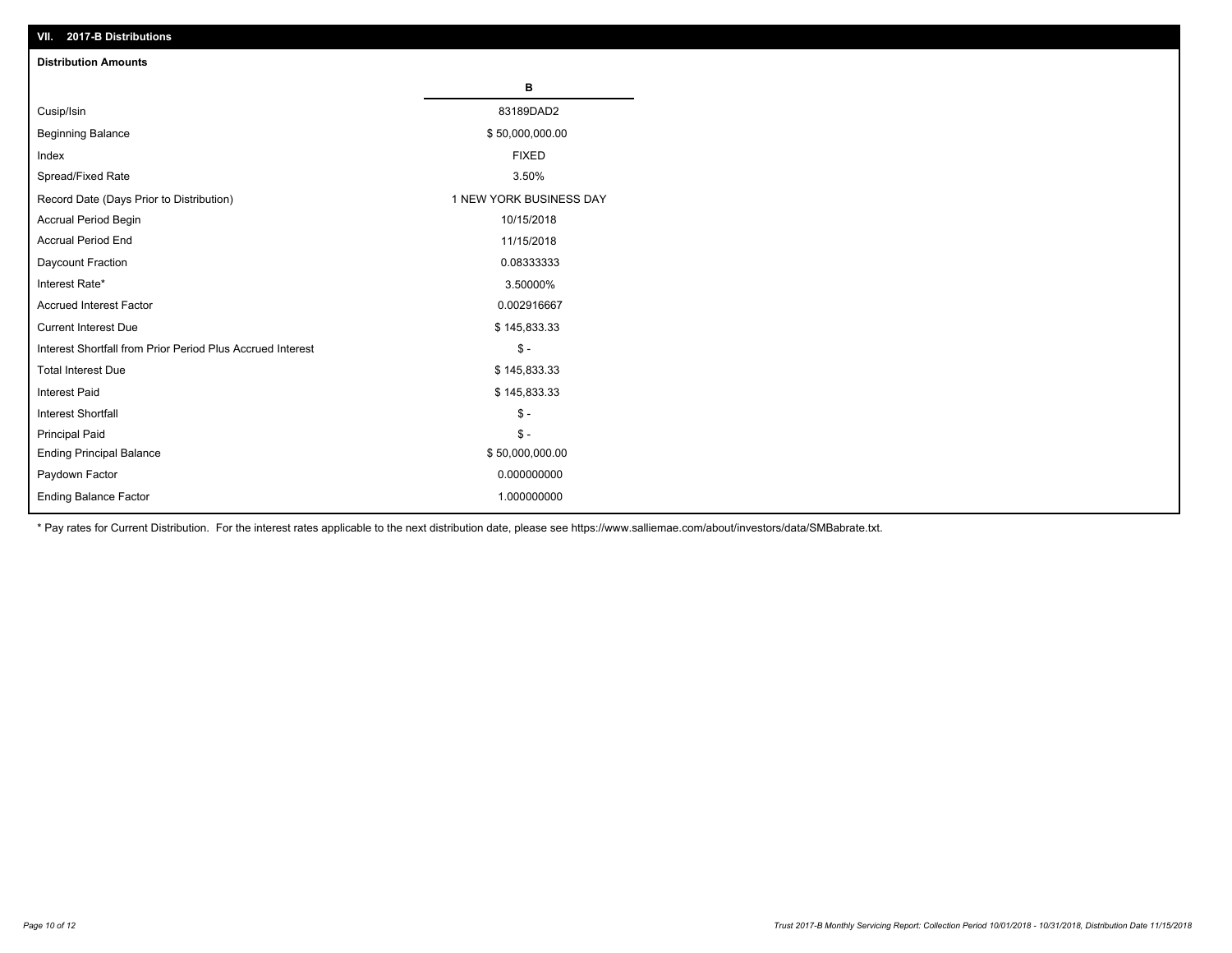## VII. 2017-B Distributions

### Distribution Amounts

| | B |
|---|---|
| Cusip/Isin | 83189DAD2 |
| Beginning Balance | $ 50,000,000.00 |
| Index | FIXED |
| Spread/Fixed Rate | 3.50% |
| Record Date (Days Prior to Distribution) | 1 NEW YORK BUSINESS DAY |
| Accrual Period Begin | 10/15/2018 |
| Accrual Period End | 11/15/2018 |
| Daycount Fraction | 0.08333333 |
| Interest Rate* | 3.50000% |
| Accrued Interest Factor | 0.002916667 |
| Current Interest Due | $ 145,833.33 |
| Interest Shortfall from Prior Period Plus Accrued Interest | $ - |
| Total Interest Due | $ 145,833.33 |
| Interest Paid | $ 145,833.33 |
| Interest Shortfall | $ - |
| Principal Paid | $ - |
| Ending Principal Balance | $ 50,000,000.00 |
| Paydown Factor | 0.000000000 |
| Ending Balance Factor | 1.000000000 |

* Pay rates for Current Distribution. For the interest rates applicable to the next distribution date, please see https://www.salliemae.com/about/investors/data/SMBabrate.txt.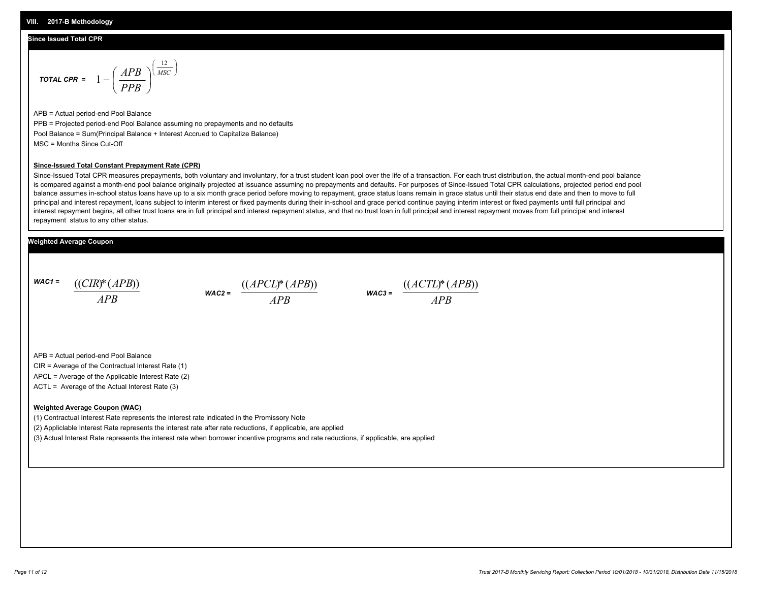## VIII. 2017-B Methodology

### Since Issued Total CPR

**TOTAL CPR =** $$1 - \left( \frac{APB}{PPB} \right)^{\left( \frac{12}{MSC} \right)}$$

APB = Actual period-end Pool Balance

PPB = Projected period-end Pool Balance assuming no prepayments and no defaults

Pool Balance = Sum(Principal Balance + Interest Accrued to Capitalize Balance)

MSC = Months Since Cut-Off

**Since-Issued Total Constant Prepayment Rate (CPR)**

Since-Issued Total CPR measures prepayments, both voluntary and involuntary, for a trust student loan pool over the life of a transaction. For each trust distribution, the actual month-end pool balance is compared against a month-end pool balance originally projected at issuance assuming no prepayments and defaults. For purposes of Since-Issued Total CPR calculations, projected period end pool balance assumes in-school status loans have up to a six month grace period before moving to repayment, grace status loans remain in grace status until their status end date and then to move to full principal and interest repayment, loans subject to interim interest or fixed payments during their in-school and grace period continue paying interim interest or fixed payments until full principal and interest repayment begins, all other trust loans are in full principal and interest repayment status, and that no trust loan in full principal and interest repayment moves from full principal and interest repayment status to any other status.

### Weighted Average Coupon

**WAC1 =** $$\frac{((CIR)*(APB))}{APB}$$

**WAC2 =** $$\frac{((APCL)*(APB))}{APB}$$

**WAC3 =** $$\frac{((ACTL)*(APB))}{APB}$$

APB = Actual period-end Pool Balance

CIR = Average of the Contractual Interest Rate (1)

APCL = Average of the Applicable Interest Rate (2)

ACTL = Average of the Actual Interest Rate (3)

**Weighted Average Coupon (WAC)**

(1) Contractual Interest Rate represents the interest rate indicated in the Promissory Note

(2) Appliclable Interest Rate represents the interest rate after rate reductions, if applicable, are applied

(3) Actual Interest Rate represents the interest rate when borrower incentive programs and rate reductions, if applicable, are applied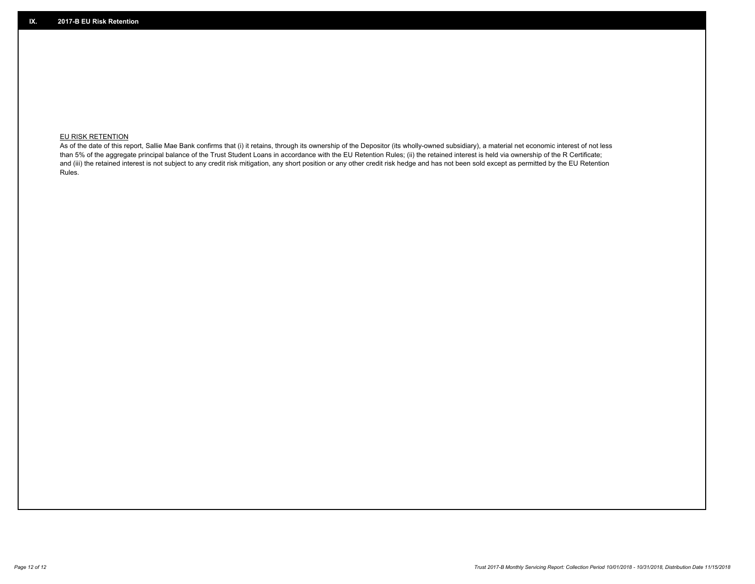## IX. 2017-B EU Risk Retention

EU RISK RETENTION

As of the date of this report, Sallie Mae Bank confirms that (i) it retains, through its ownership of the Depositor (its wholly-owned subsidiary), a material net economic interest of not less than 5% of the aggregate principal balance of the Trust Student Loans in accordance with the EU Retention Rules; (ii) the retained interest is held via ownership of the R Certificate; and (iii) the retained interest is not subject to any credit risk mitigation, any short position or any other credit risk hedge and has not been sold except as permitted by the EU Retention Rules.